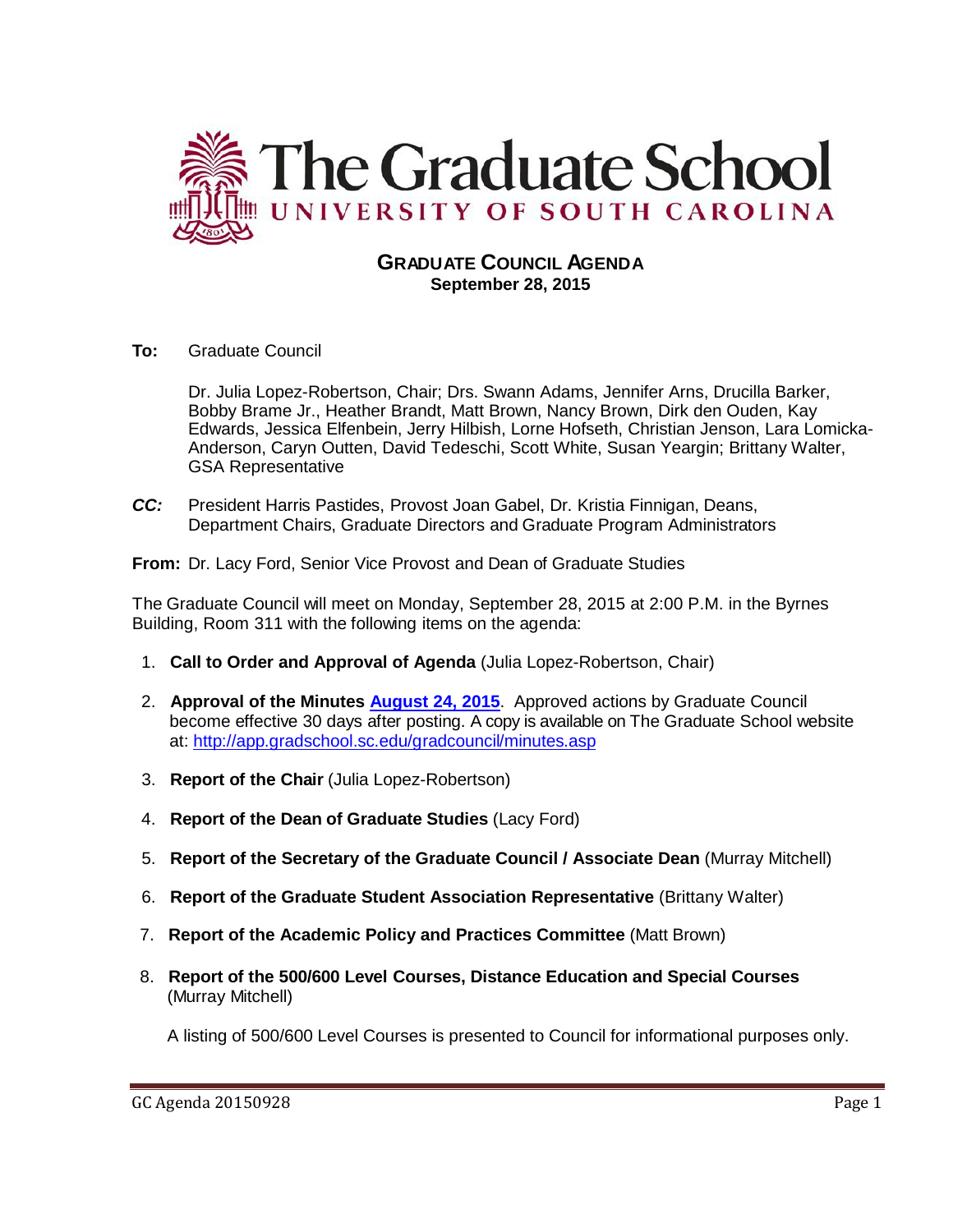# The Graduate School
## UNIVERSITY OF SOUTH CAROLINA

## GRADUATE COUNCIL AGENDA
**September 28, 2015**

**To:** Graduate Council

Dr. Julia Lopez-Robertson, Chair; Drs. Swann Adams, Jennifer Arns, Drucilla Barker, Bobby Brame Jr., Heather Brandt, Matt Brown, Nancy Brown, Dirk den Ouden, Kay Edwards, Jessica Elfenbein, Jerry Hilbish, Lorne Hofseth, Christian Jenson, Lara Lomicka-Anderson, Caryn Outten, David Tedeschi, Scott White, Susan Yeargin; Brittany Walter, GSA Representative

***CC:*** President Harris Pastides, Provost Joan Gabel, Dr. Kristia Finnigan, Deans, Department Chairs, Graduate Directors and Graduate Program Administrators

**From:** Dr. Lacy Ford, Senior Vice Provost and Dean of Graduate Studies

The Graduate Council will meet on Monday, September 28, 2015 at 2:00 P.M. in the Byrnes Building, Room 311 with the following items on the agenda:

1. **Call to Order and Approval of Agenda** (Julia Lopez-Robertson, Chair)
2. **Approval of the Minutes [August 24, 2015](http://app.gradschool.sc.edu/gradcouncil/minutes.asp)**. Approved actions by Graduate Council become effective 30 days after posting. A copy is available on The Graduate School website at: http://app.gradschool.sc.edu/gradcouncil/minutes.asp
3. **Report of the Chair** (Julia Lopez-Robertson)
4. **Report of the Dean of Graduate Studies** (Lacy Ford)
5. **Report of the Secretary of the Graduate Council / Associate Dean** (Murray Mitchell)
6. **Report of the Graduate Student Association Representative** (Brittany Walter)
7. **Report of the Academic Policy and Practices Committee** (Matt Brown)
8. **Report of the 500/600 Level Courses, Distance Education and Special Courses** (Murray Mitchell)

   A listing of 500/600 Level Courses is presented to Council for informational purposes only.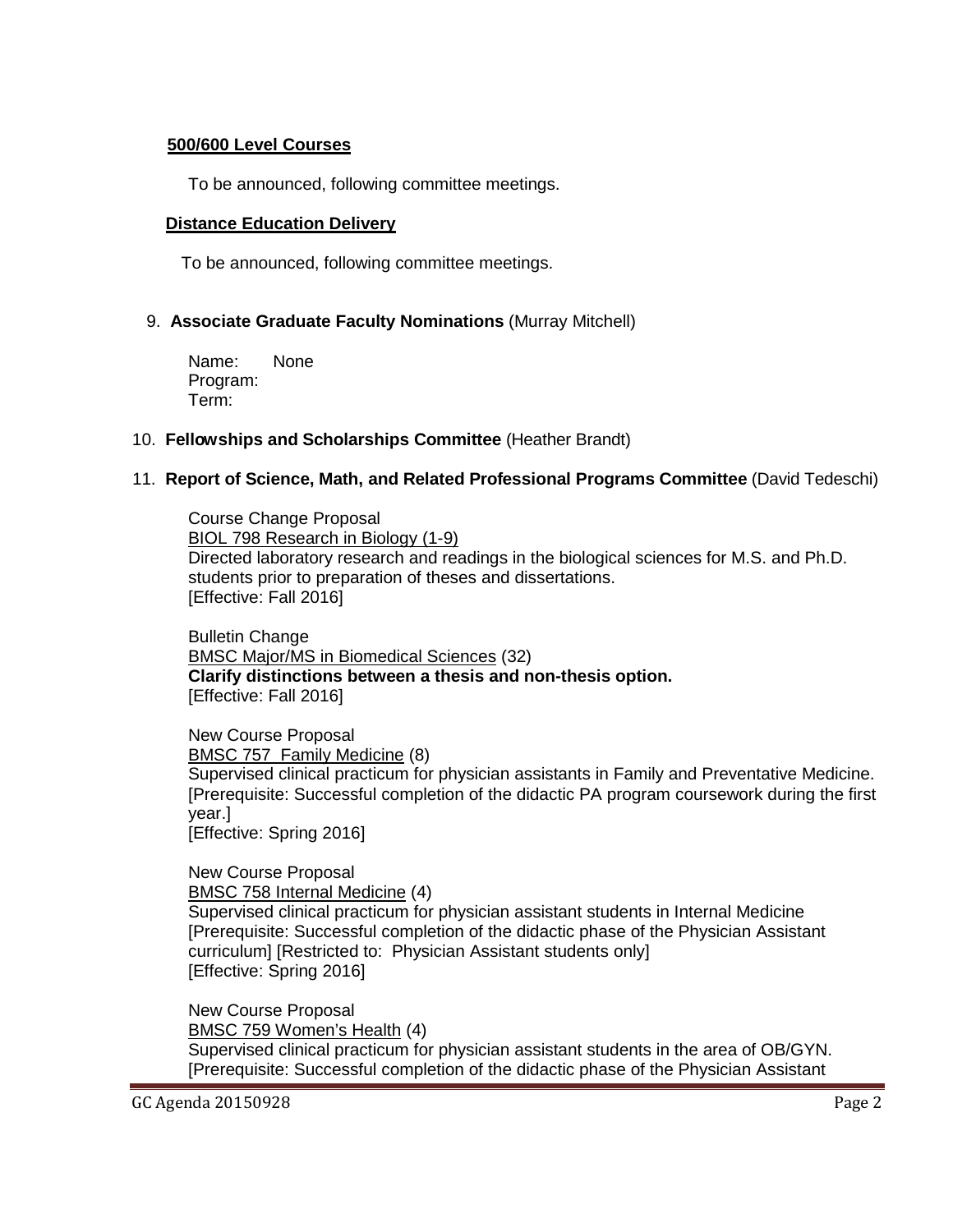**500/600 Level Courses**

To be announced, following committee meetings.

**Distance Education Delivery**

To be announced, following committee meetings.

9. **Associate Graduate Faculty Nominations** (Murray Mitchell)

   Name: None
   Program:
   Term:

10. **Fellowships and Scholarships Committee** (Heather Brandt)

11. **Report of Science, Math, and Related Professional Programs Committee** (David Tedeschi)

    Course Change Proposal
    BIOL 798 Research in Biology (1-9)
    Directed laboratory research and readings in the biological sciences for M.S. and Ph.D. students prior to preparation of theses and dissertations.
    [Effective: Fall 2016]

    Bulletin Change
    BMSC Major/MS in Biomedical Sciences (32)
    **Clarify distinctions between a thesis and non-thesis option.**
    [Effective: Fall 2016]

    New Course Proposal
    BMSC 757 Family Medicine (8)
    Supervised clinical practicum for physician assistants in Family and Preventative Medicine. [Prerequisite: Successful completion of the didactic PA program coursework during the first year.]
    [Effective: Spring 2016]

    New Course Proposal
    BMSC 758 Internal Medicine (4)
    Supervised clinical practicum for physician assistant students in Internal Medicine [Prerequisite: Successful completion of the didactic phase of the Physician Assistant curriculum] [Restricted to: Physician Assistant students only]
    [Effective: Spring 2016]

    New Course Proposal
    BMSC 759 Women's Health (4)
    Supervised clinical practicum for physician assistant students in the area of OB/GYN. [Prerequisite: Successful completion of the didactic phase of the Physician Assistant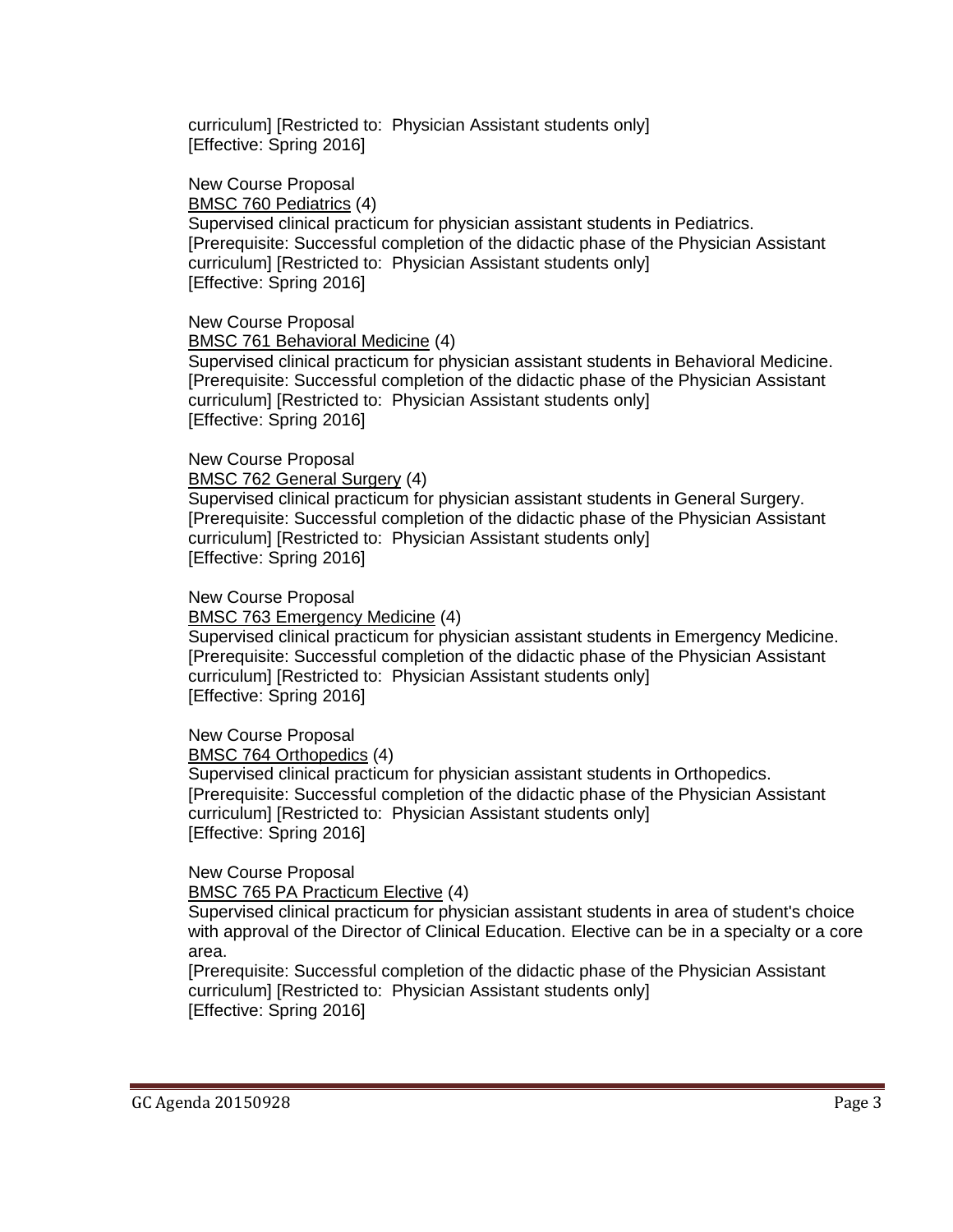curriculum] [Restricted to:  Physician Assistant students only]
[Effective: Spring 2016]

New Course Proposal
BMSC 760 Pediatrics (4)
Supervised clinical practicum for physician assistant students in Pediatrics.
[Prerequisite: Successful completion of the didactic phase of the Physician Assistant curriculum] [Restricted to:  Physician Assistant students only]
[Effective: Spring 2016]

New Course Proposal
BMSC 761 Behavioral Medicine (4)
Supervised clinical practicum for physician assistant students in Behavioral Medicine.
[Prerequisite: Successful completion of the didactic phase of the Physician Assistant curriculum] [Restricted to:  Physician Assistant students only]
[Effective: Spring 2016]

New Course Proposal
BMSC 762 General Surgery (4)
Supervised clinical practicum for physician assistant students in General Surgery.
[Prerequisite: Successful completion of the didactic phase of the Physician Assistant curriculum] [Restricted to:  Physician Assistant students only]
[Effective: Spring 2016]

New Course Proposal
BMSC 763 Emergency Medicine (4)
Supervised clinical practicum for physician assistant students in Emergency Medicine.
[Prerequisite: Successful completion of the didactic phase of the Physician Assistant curriculum] [Restricted to:  Physician Assistant students only]
[Effective: Spring 2016]

New Course Proposal
BMSC 764 Orthopedics (4)
Supervised clinical practicum for physician assistant students in Orthopedics.
[Prerequisite: Successful completion of the didactic phase of the Physician Assistant curriculum] [Restricted to:  Physician Assistant students only]
[Effective: Spring 2016]

New Course Proposal
BMSC 765 PA Practicum Elective (4)
Supervised clinical practicum for physician assistant students in area of student's choice with approval of the Director of Clinical Education. Elective can be in a specialty or a core area.
[Prerequisite: Successful completion of the didactic phase of the Physician Assistant curriculum] [Restricted to:  Physician Assistant students only]
[Effective: Spring 2016]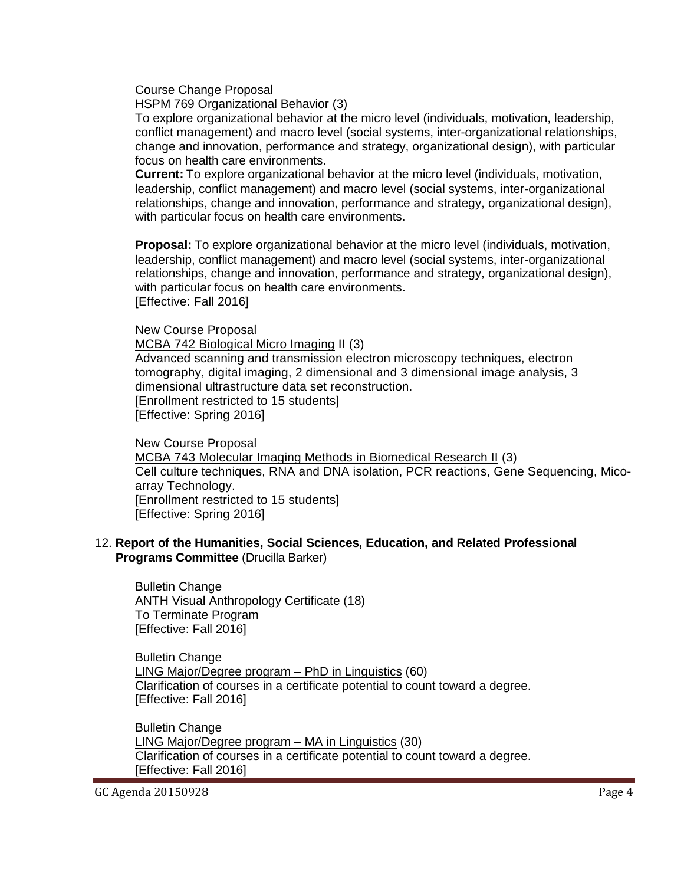Course Change Proposal
HSPM 769 Organizational Behavior (3)
To explore organizational behavior at the micro level (individuals, motivation, leadership, conflict management) and macro level (social systems, inter-organizational relationships, change and innovation, performance and strategy, organizational design), with particular focus on health care environments.
**Current:** To explore organizational behavior at the micro level (individuals, motivation, leadership, conflict management) and macro level (social systems, inter-organizational relationships, change and innovation, performance and strategy, organizational design), with particular focus on health care environments.

**Proposal:** To explore organizational behavior at the micro level (individuals, motivation, leadership, conflict management) and macro level (social systems, inter-organizational relationships, change and innovation, performance and strategy, organizational design), with particular focus on health care environments.
[Effective: Fall 2016]

New Course Proposal
MCBA 742 Biological Micro Imaging II (3)
Advanced scanning and transmission electron microscopy techniques, electron tomography, digital imaging, 2 dimensional and 3 dimensional image analysis, 3 dimensional ultrastructure data set reconstruction.
[Enrollment restricted to 15 students]
[Effective: Spring 2016]

New Course Proposal
MCBA 743 Molecular Imaging Methods in Biomedical Research II (3)
Cell culture techniques, RNA and DNA isolation, PCR reactions, Gene Sequencing, Mico-array Technology.
[Enrollment restricted to 15 students]
[Effective: Spring 2016]

12. **Report of the Humanities, Social Sciences, Education, and Related Professional Programs Committee** (Drucilla Barker)

Bulletin Change
ANTH Visual Anthropology Certificate (18)
To Terminate Program
[Effective: Fall 2016]

Bulletin Change
LING Major/Degree program – PhD in Linguistics (60)
Clarification of courses in a certificate potential to count toward a degree.
[Effective: Fall 2016]

Bulletin Change
LING Major/Degree program – MA in Linguistics (30)
Clarification of courses in a certificate potential to count toward a degree.
[Effective: Fall 2016]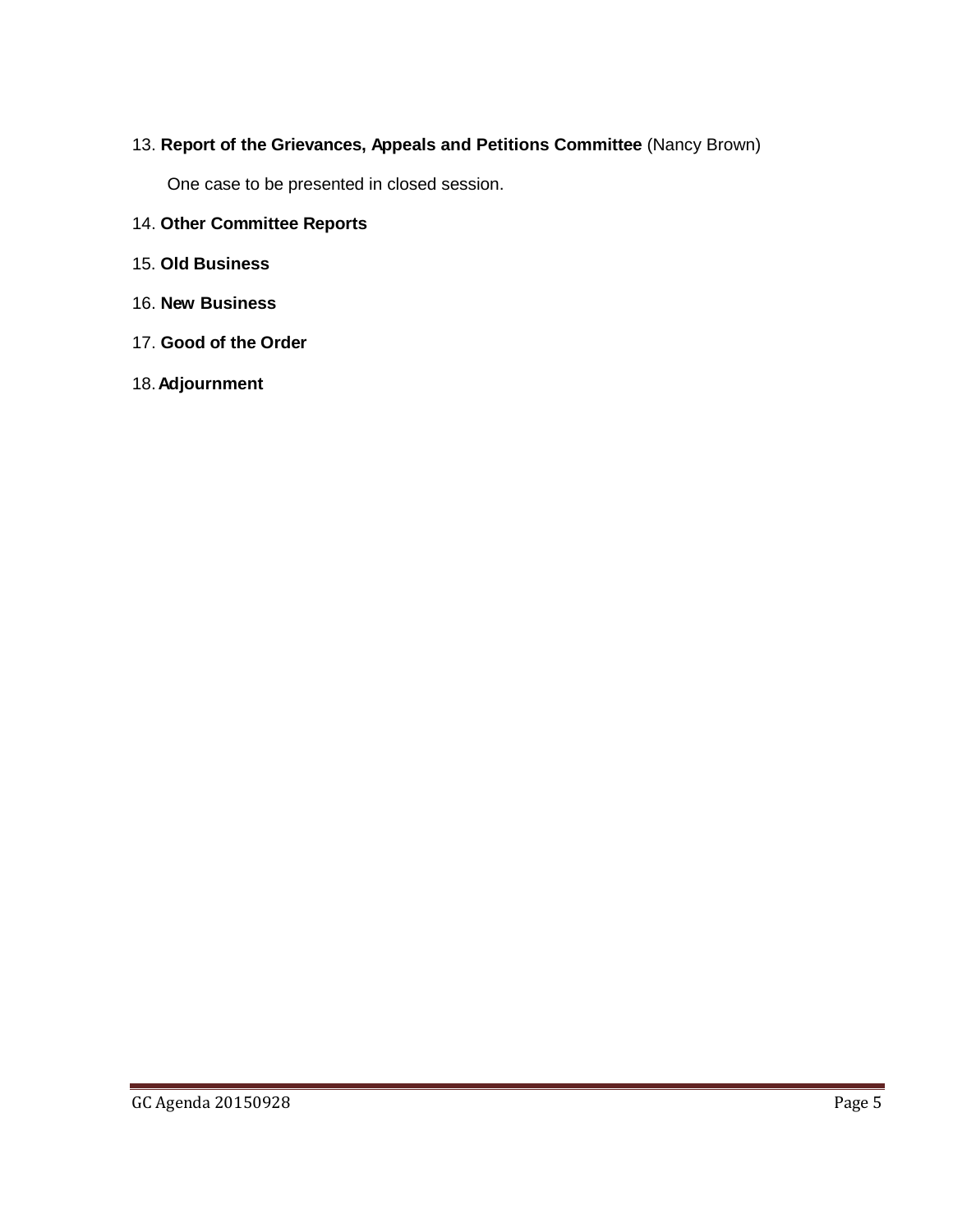13. **Report of the Grievances, Appeals and Petitions Committee** (Nancy Brown)

    One case to be presented in closed session.

14. **Other Committee Reports**
15. **Old Business**
16. **New Business**
17. **Good of the Order**
18. **Adjournment**